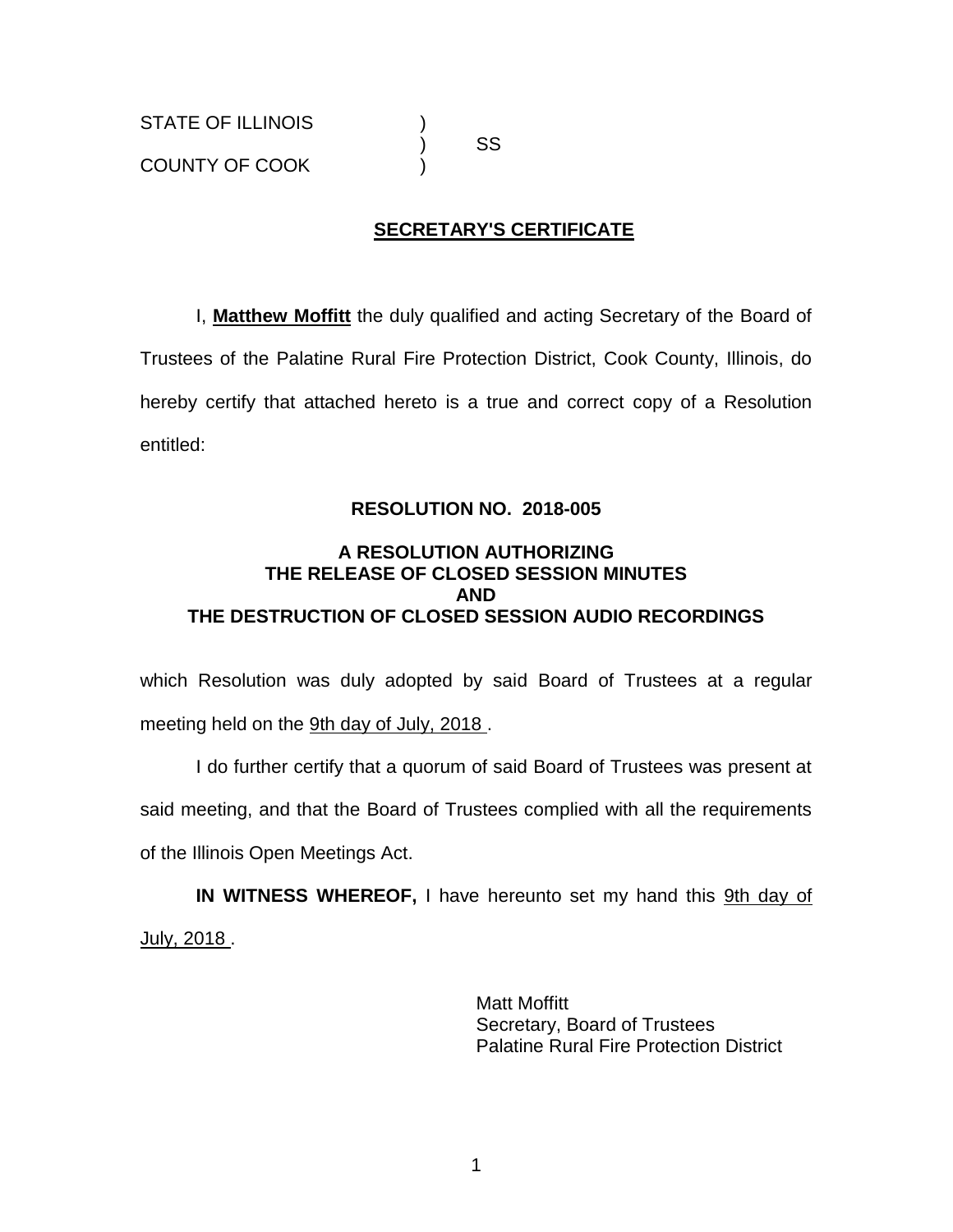STATE OF ILLINOIS )
) SS
COUNTY OF COOK )

## SECRETARY'S CERTIFICATE

I, **Matthew Moffitt** the duly qualified and acting Secretary of the Board of Trustees of the Palatine Rural Fire Protection District, Cook County, Illinois, do hereby certify that attached hereto is a true and correct copy of a Resolution entitled:

**RESOLUTION NO. 2018-005**

**A RESOLUTION AUTHORIZING
THE RELEASE OF CLOSED SESSION MINUTES
AND
THE DESTRUCTION OF CLOSED SESSION AUDIO RECORDINGS**

which Resolution was duly adopted by said Board of Trustees at a regular meeting held on the 9th day of July, 2018 .

I do further certify that a quorum of said Board of Trustees was present at said meeting, and that the Board of Trustees complied with all the requirements of the Illinois Open Meetings Act.

**IN WITNESS WHEREOF,** I have hereunto set my hand this 9th day of July, 2018 .

Matt Moffitt
Secretary, Board of Trustees
Palatine Rural Fire Protection District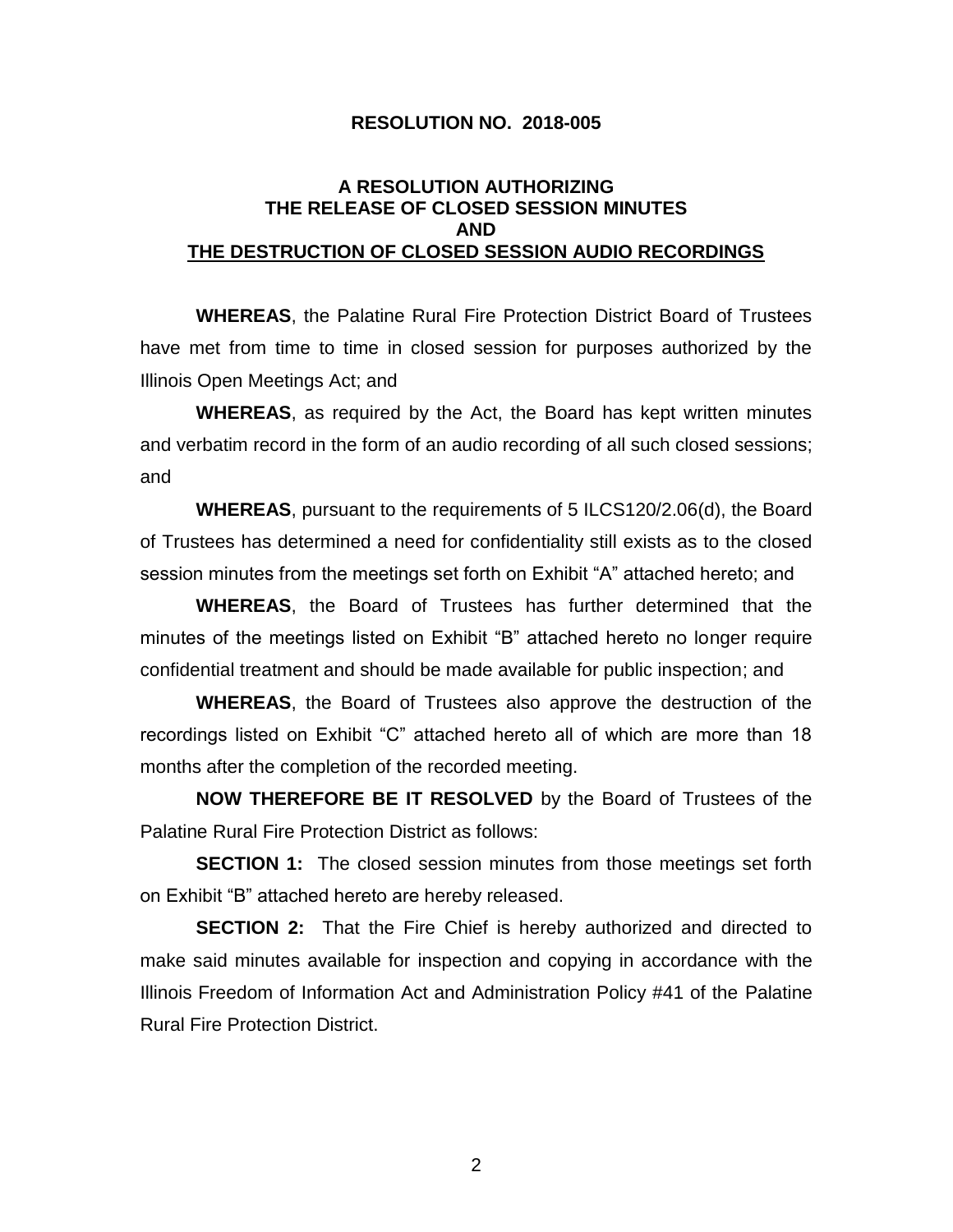**RESOLUTION NO. 2018-005**

**A RESOLUTION AUTHORIZING
THE RELEASE OF CLOSED SESSION MINUTES
AND
THE DESTRUCTION OF CLOSED SESSION AUDIO RECORDINGS**

**WHEREAS**, the Palatine Rural Fire Protection District Board of Trustees have met from time to time in closed session for purposes authorized by the Illinois Open Meetings Act; and

**WHEREAS**, as required by the Act, the Board has kept written minutes and verbatim record in the form of an audio recording of all such closed sessions; and

**WHEREAS**, pursuant to the requirements of 5 ILCS120/2.06(d), the Board of Trustees has determined a need for confidentiality still exists as to the closed session minutes from the meetings set forth on Exhibit "A" attached hereto; and

**WHEREAS**, the Board of Trustees has further determined that the minutes of the meetings listed on Exhibit "B" attached hereto no longer require confidential treatment and should be made available for public inspection; and

**WHEREAS**, the Board of Trustees also approve the destruction of the recordings listed on Exhibit "C" attached hereto all of which are more than 18 months after the completion of the recorded meeting.

**NOW THEREFORE BE IT RESOLVED** by the Board of Trustees of the Palatine Rural Fire Protection District as follows:

**SECTION 1:** The closed session minutes from those meetings set forth on Exhibit "B" attached hereto are hereby released.

**SECTION 2:** That the Fire Chief is hereby authorized and directed to make said minutes available for inspection and copying in accordance with the Illinois Freedom of Information Act and Administration Policy #41 of the Palatine Rural Fire Protection District.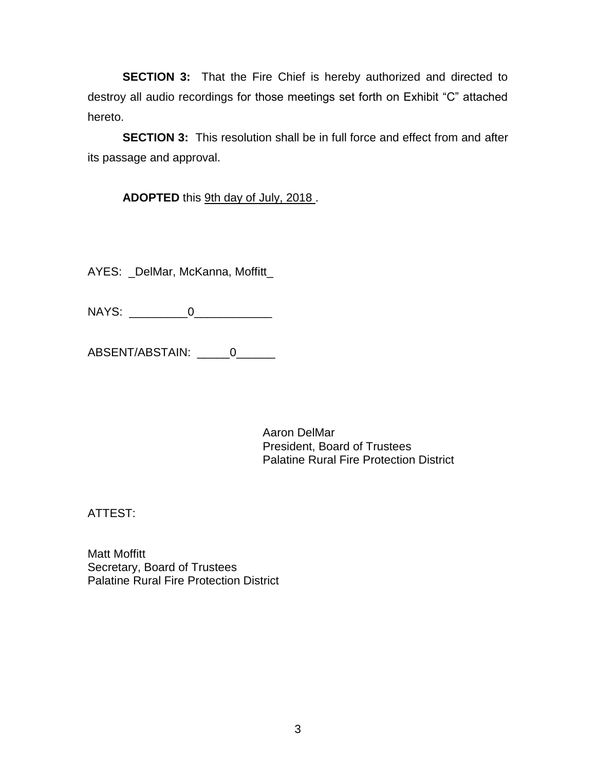**SECTION 3:** That the Fire Chief is hereby authorized and directed to destroy all audio recordings for those meetings set forth on Exhibit "C" attached hereto.

**SECTION 3:** This resolution shall be in full force and effect from and after its passage and approval.

**ADOPTED** this 9th day of July, 2018 .

AYES: _DelMar, McKanna, Moffitt_

NAYS: _________0____________

ABSENT/ABSTAIN: _____0______

Aaron DelMar
President, Board of Trustees
Palatine Rural Fire Protection District

ATTEST:

Matt Moffitt
Secretary, Board of Trustees
Palatine Rural Fire Protection District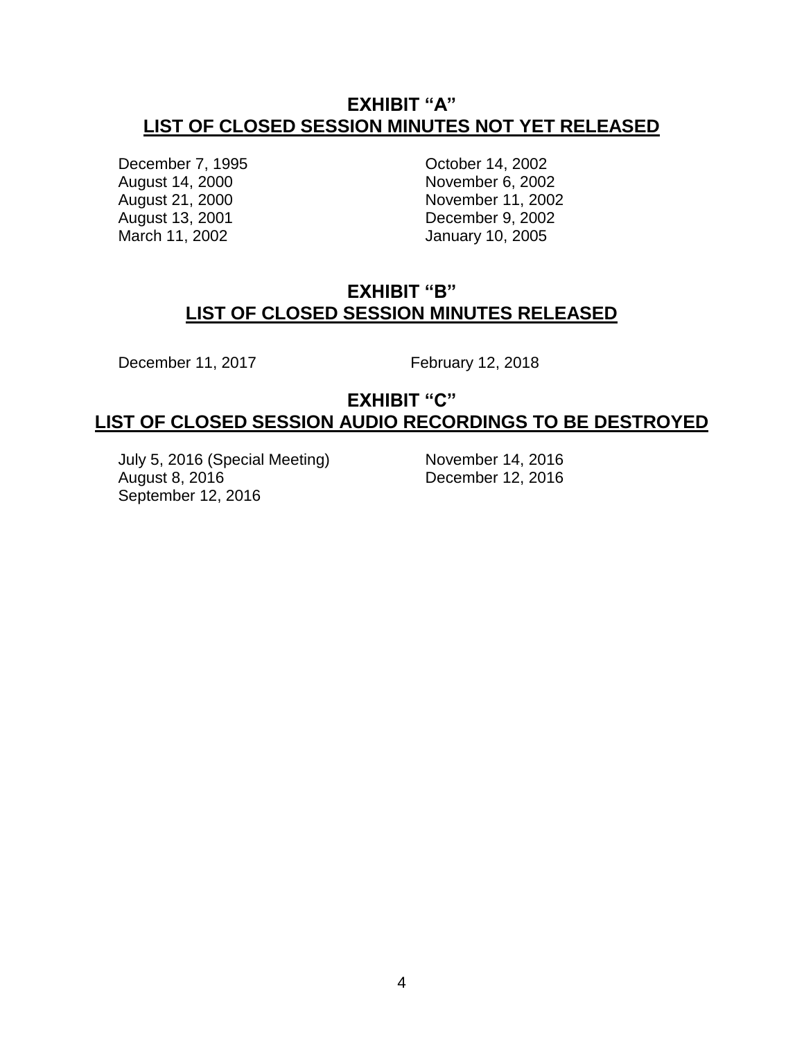## EXHIBIT "A"
## LIST OF CLOSED SESSION MINUTES NOT YET RELEASED

December 7, 1995
August 14, 2000
August 21, 2000
August 13, 2001
March 11, 2002
October 14, 2002
November 6, 2002
November 11, 2002
December 9, 2002
January 10, 2005

## EXHIBIT "B"
## LIST OF CLOSED SESSION MINUTES RELEASED

December 11, 2017
February 12, 2018

## EXHIBIT "C"
## LIST OF CLOSED SESSION AUDIO RECORDINGS TO BE DESTROYED

July 5, 2016 (Special Meeting)
August 8, 2016
September 12, 2016
November 14, 2016
December 12, 2016